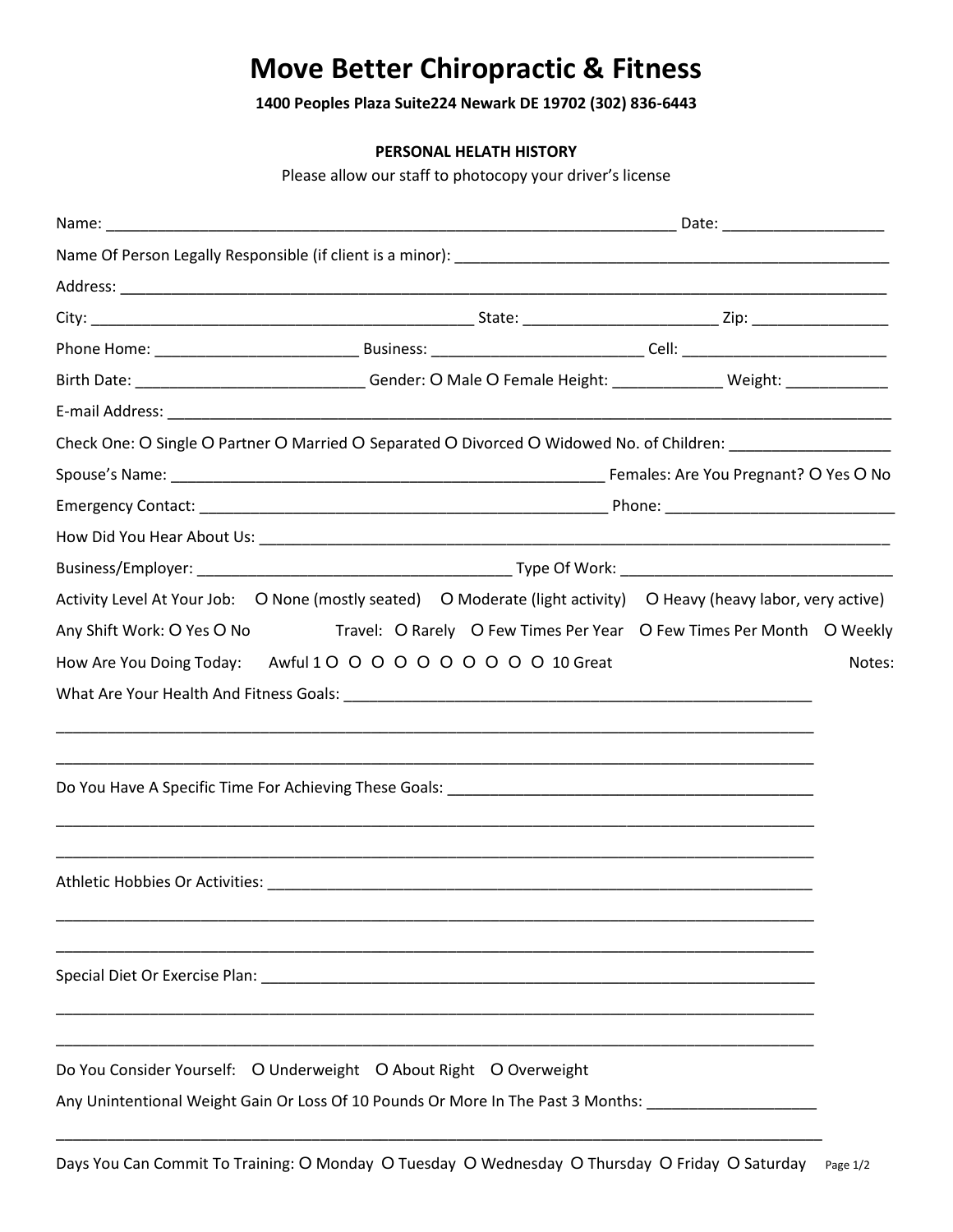# Move Better Chiropractic & Fitness

**1400 Peoples Plaza Suite224 Newark DE 19702 (302) 836-6443**

**PERSONAL HELATH HISTORY**

Please allow our staff to photocopy your driver's license

Name: ______________________________________________________________________ Date: ___________________

Name Of Person Legally Responsible (if client is a minor): ____________________________________________________

Address: __________________________________________________________________________________________

City: ______________________________________________ State: _______________________ Zip: ________________

Phone Home: ________________________ Business: __________________________ Cell: _________________________

Birth Date: ____________________________ Gender: O Male O Female Height: _____________ Weight: ____________

E-mail Address: _____________________________________________________________________________________

Check One: O Single O Partner O Married O Separated O Divorced O Widowed No. of Children: ___________________

Spouse's Name: _____________________________________________________ Females: Are You Pregnant? O Yes O No

Emergency Contact: _________________________________________________ Phone: ___________________________

How Did You Hear About Us: ___________________________________________________________________________

Business/Employer: ______________________________________ Type Of Work: _________________________________

Activity Level At Your Job: O None (mostly seated) O Moderate (light activity) O Heavy (heavy labor, very active)

Any Shift Work: O Yes O No Travel: O Rarely O Few Times Per Year O Few Times Per Month O Weekly

How Are You Doing Today: Awful 1 O O O O O O O O O O 10 Great Notes:

What Are Your Health And Fitness Goals: _________________________________________________________

_______________________________________________________________________________________________

_______________________________________________________________________________________________

Do You Have A Specific Time For Achieving These Goals: _____________________________________________

_______________________________________________________________________________________________

_______________________________________________________________________________________________

Athletic Hobbies Or Activities: ___________________________________________________________________

_______________________________________________________________________________________________

_______________________________________________________________________________________________

Special Diet Or Exercise Plan: ___________________________________________________________________

_______________________________________________________________________________________________

_______________________________________________________________________________________________

Do You Consider Yourself: O Underweight O About Right O Overweight

Any Unintentional Weight Gain Or Loss Of 10 Pounds Or More In The Past 3 Months: ____________________

_______________________________________________________________________________________________

Days You Can Commit To Training: O Monday O Tuesday O Wednesday O Thursday O Friday O Saturday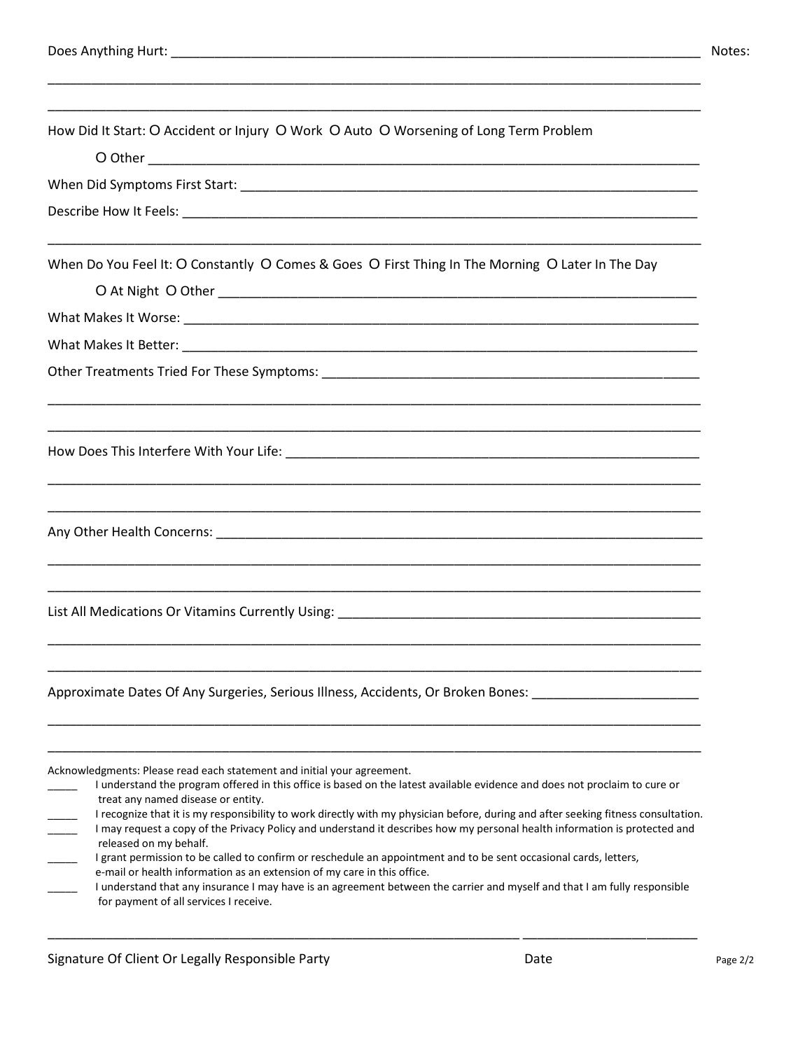Does Anything Hurt: ___________________________________________________________________________ Notes:

_______________________________________________________________________________________________

_______________________________________________________________________________________________

How Did It Start: O Accident or Injury O Work O Auto O Worsening of Long Term Problem

O Other ___________________________________________________________________________

When Did Symptoms First Start: _________________________________________________________________

Describe How It Feels: _________________________________________________________________________

_______________________________________________________________________________________________

When Do You Feel It: O Constantly O Comes & Goes O First Thing In The Morning O Later In The Day

O At Night O Other _________________________________________________________________

What Makes It Worse: _________________________________________________________________________

What Makes It Better: _________________________________________________________________________

Other Treatments Tried For These Symptoms: ____________________________________________________

_______________________________________________________________________________________________

_______________________________________________________________________________________________

How Does This Interfere With Your Life: _______________________________________________________

_______________________________________________________________________________________________

_______________________________________________________________________________________________

Any Other Health Concerns: ____________________________________________________________________

_______________________________________________________________________________________________

_______________________________________________________________________________________________

List All Medications Or Vitamins Currently Using: ______________________________________________

_______________________________________________________________________________________________

_______________________________________________________________________________________________

Approximate Dates Of Any Surgeries, Serious Illness, Accidents, Or Broken Bones: ______________________

_______________________________________________________________________________________________

_______________________________________________________________________________________________

Acknowledgments: Please read each statement and initial your agreement.

_____ I understand the program offered in this office is based on the latest available evidence and does not proclaim to cure or treat any named disease or entity.

_____ I recognize that it is my responsibility to work directly with my physician before, during and after seeking fitness consultation.

_____ I may request a copy of the Privacy Policy and understand it describes how my personal health information is protected and released on my behalf.

_____ I grant permission to be called to confirm or reschedule an appointment and to be sent occasional cards, letters, e-mail or health information as an extension of my care in this office.

_____ I understand that any insurance I may have is an agreement between the carrier and myself and that I am fully responsible for payment of all services I receive.

_______________________________________________________________ ______________________

Signature Of Client Or Legally Responsible Party Date